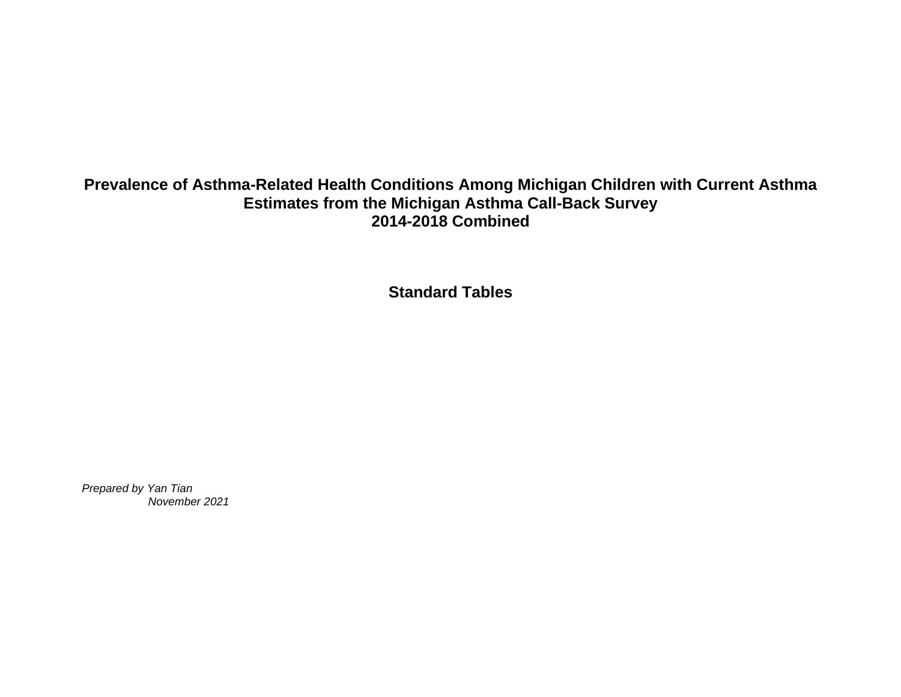# Prevalence of Asthma-Related Health Conditions Among Michigan Children with Current Asthma
## Estimates from the Michigan Asthma Call-Back Survey
## 2014-2018 Combined

## Standard Tables

*Prepared by Yan Tian*
*November 2021*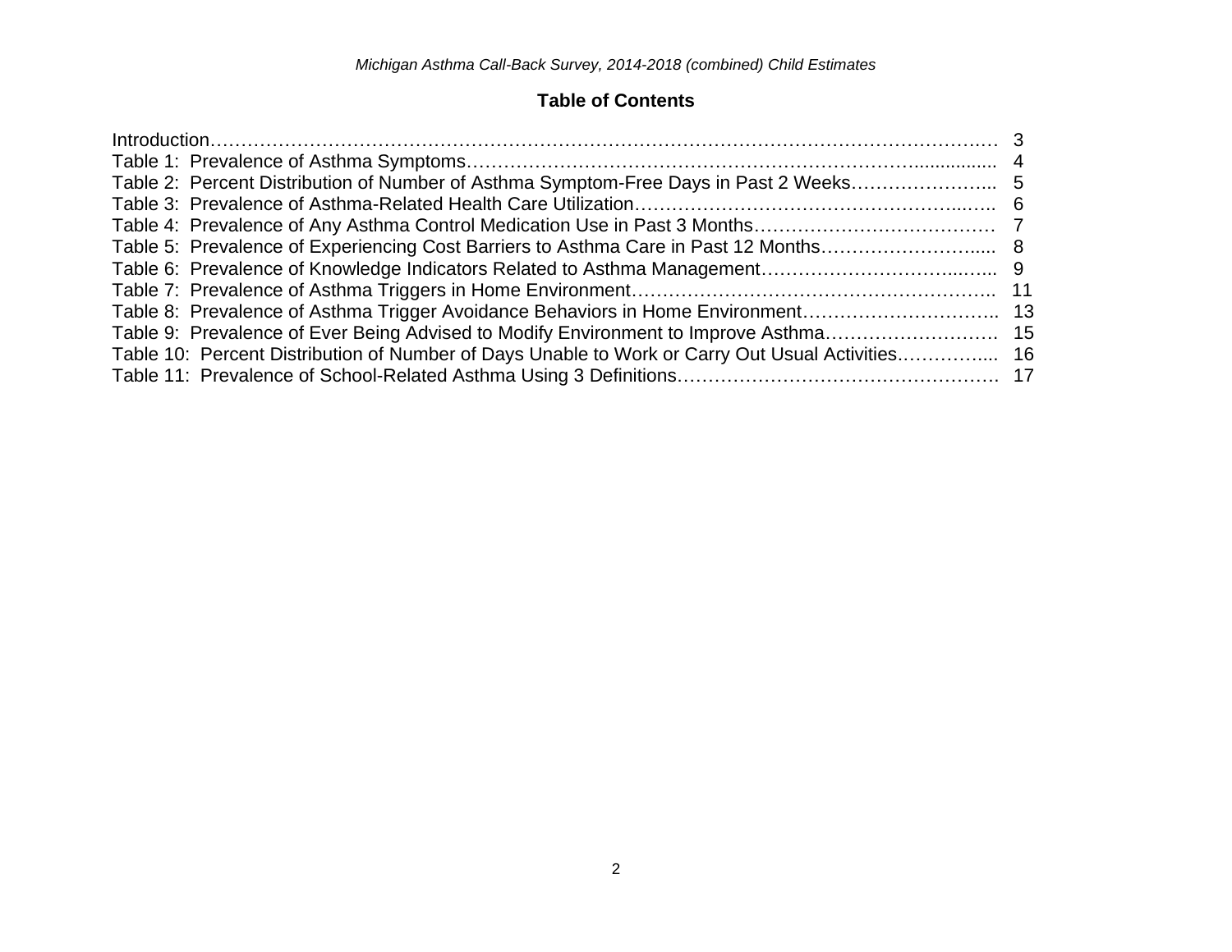## Table of Contents

| | |
|---|---|
| Introduction | 3 |
| Table 1: Prevalence of Asthma Symptoms | 4 |
| Table 2: Percent Distribution of Number of Asthma Symptom-Free Days in Past 2 Weeks | 5 |
| Table 3: Prevalence of Asthma-Related Health Care Utilization | 6 |
| Table 4: Prevalence of Any Asthma Control Medication Use in Past 3 Months | 7 |
| Table 5: Prevalence of Experiencing Cost Barriers to Asthma Care in Past 12 Months | 8 |
| Table 6: Prevalence of Knowledge Indicators Related to Asthma Management | 9 |
| Table 7: Prevalence of Asthma Triggers in Home Environment | 11 |
| Table 8: Prevalence of Asthma Trigger Avoidance Behaviors in Home Environment | 13 |
| Table 9: Prevalence of Ever Being Advised to Modify Environment to Improve Asthma | 15 |
| Table 10: Percent Distribution of Number of Days Unable to Work or Carry Out Usual Activities | 16 |
| Table 11: Prevalence of School-Related Asthma Using 3 Definitions | 17 |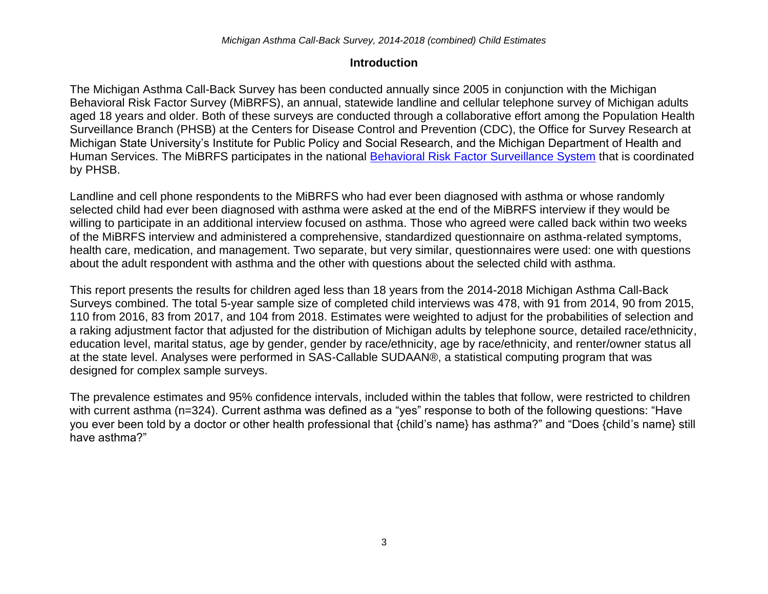## Introduction

The Michigan Asthma Call-Back Survey has been conducted annually since 2005 in conjunction with the Michigan Behavioral Risk Factor Survey (MiBRFS), an annual, statewide landline and cellular telephone survey of Michigan adults aged 18 years and older. Both of these surveys are conducted through a collaborative effort among the Population Health Surveillance Branch (PHSB) at the Centers for Disease Control and Prevention (CDC), the Office for Survey Research at Michigan State University's Institute for Public Policy and Social Research, and the Michigan Department of Health and Human Services. The MiBRFS participates in the national Behavioral Risk Factor Surveillance System that is coordinated by PHSB.

Landline and cell phone respondents to the MiBRFS who had ever been diagnosed with asthma or whose randomly selected child had ever been diagnosed with asthma were asked at the end of the MiBRFS interview if they would be willing to participate in an additional interview focused on asthma. Those who agreed were called back within two weeks of the MiBRFS interview and administered a comprehensive, standardized questionnaire on asthma-related symptoms, health care, medication, and management. Two separate, but very similar, questionnaires were used: one with questions about the adult respondent with asthma and the other with questions about the selected child with asthma.

This report presents the results for children aged less than 18 years from the 2014-2018 Michigan Asthma Call-Back Surveys combined. The total 5-year sample size of completed child interviews was 478, with 91 from 2014, 90 from 2015, 110 from 2016, 83 from 2017, and 104 from 2018. Estimates were weighted to adjust for the probabilities of selection and a raking adjustment factor that adjusted for the distribution of Michigan adults by telephone source, detailed race/ethnicity, education level, marital status, age by gender, gender by race/ethnicity, age by race/ethnicity, and renter/owner status all at the state level. Analyses were performed in SAS-Callable SUDAAN®, a statistical computing program that was designed for complex sample surveys.

The prevalence estimates and 95% confidence intervals, included within the tables that follow, were restricted to children with current asthma (n=324). Current asthma was defined as a "yes" response to both of the following questions: "Have you ever been told by a doctor or other health professional that {child's name} has asthma?" and "Does {child's name} still have asthma?"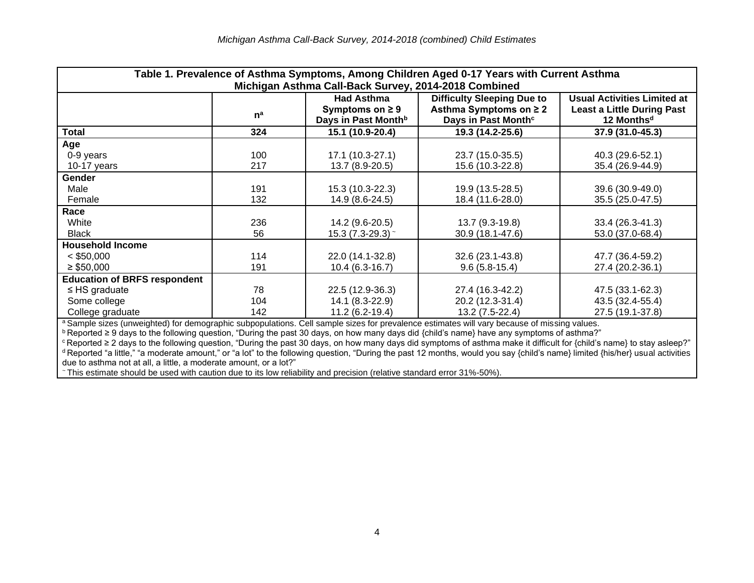| Table 1. Prevalence of Asthma Symptoms, Among Children Aged 0-17 Years with Current Asthma Michigan Asthma Call-Back Survey, 2014-2018 Combined | | | | |
|---|---|---|---|---|
| | n[a] | Had Asthma Symptoms on ≥ 9 Days in Past Month[b] | Difficulty Sleeping Due to Asthma Symptoms on ≥ 2 Days in Past Month[c] | Usual Activities Limited at Least a Little During Past 12 Months[d] |
| **Total** | **324** | **15.1 (10.9-20.4)** | **19.3 (14.2-25.6)** | **37.9 (31.0-45.3)** |
| **Age** | | | | |
| 0-9 years | 100 | 17.1 (10.3-27.1) | 23.7 (15.0-35.5) | 40.3 (29.6-52.1) |
| 10-17 years | 217 | 13.7 (8.9-20.5) | 15.6 (10.3-22.8) | 35.4 (26.9-44.9) |
| **Gender** | | | | |
| Male | 191 | 15.3 (10.3-22.3) | 19.9 (13.5-28.5) | 39.6 (30.9-49.0) |
| Female | 132 | 14.9 (8.6-24.5) | 18.4 (11.6-28.0) | 35.5 (25.0-47.5) |
| **Race** | | | | |
| White | 236 | 14.2 (9.6-20.5) | 13.7 (9.3-19.8) | 33.4 (26.3-41.3) |
| Black | 56 | 15.3 (7.3-29.3) ~ | 30.9 (18.1-47.6) | 53.0 (37.0-68.4) |
| **Household Income** | | | | |
| < $50,000 | 114 | 22.0 (14.1-32.8) | 32.6 (23.1-43.8) | 47.7 (36.4-59.2) |
| ≥ $50,000 | 191 | 10.4 (6.3-16.7) | 9.6 (5.8-15.4) | 27.4 (20.2-36.1) |
| **Education of BRFS respondent** | | | | |
| ≤ HS graduate | 78 | 22.5 (12.9-36.3) | 27.4 (16.3-42.2) | 47.5 (33.1-62.3) |
| Some college | 104 | 14.1 (8.3-22.9) | 20.2 (12.3-31.4) | 43.5 (32.4-55.4) |
| College graduate | 142 | 11.2 (6.2-19.4) | 13.2 (7.5-22.4) | 27.5 (19.1-37.8) |

[a] Sample sizes (unweighted) for demographic subpopulations. Cell sample sizes for prevalence estimates will vary because of missing values.
[b] Reported ≥ 9 days to the following question, "During the past 30 days, on how many days did {child's name} have any symptoms of asthma?"
[c] Reported ≥ 2 days to the following question, "During the past 30 days, on how many days did symptoms of asthma make it difficult for {child's name} to stay asleep?"
[d] Reported "a little," "a moderate amount," or "a lot" to the following question, "During the past 12 months, would you say {child's name} limited {his/her} usual activities due to asthma not at all, a little, a moderate amount, or a lot?"
~ This estimate should be used with caution due to its low reliability and precision (relative standard error 31%-50%).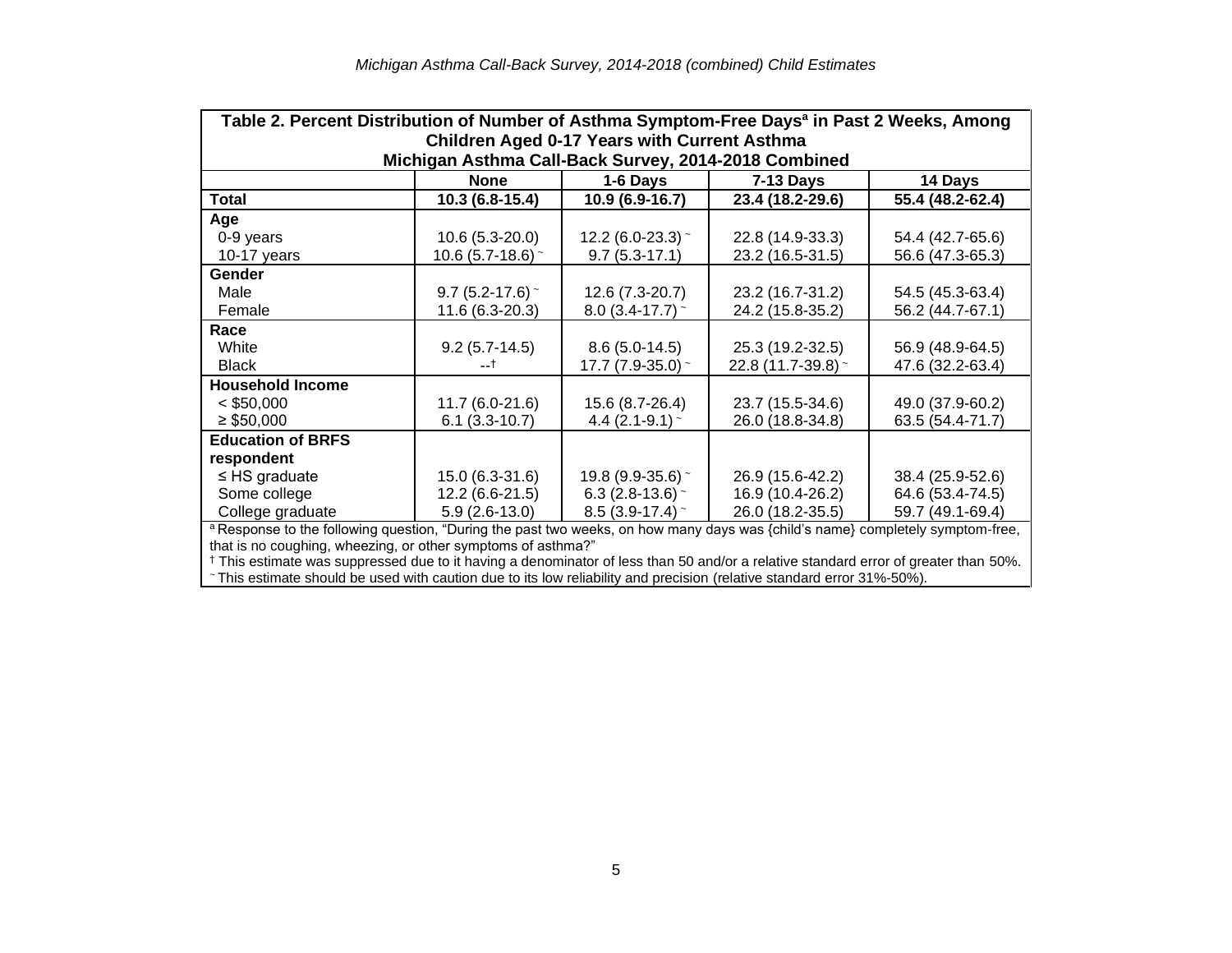| Table 2. Percent Distribution of Number of Asthma Symptom-Free Days[a] in Past 2 Weeks, Among Children Aged 0-17 Years with Current Asthma Michigan Asthma Call-Back Survey, 2014-2018 Combined | | | | |
|---|---|---|---|---|
| | **None** | **1-6 Days** | **7-13 Days** | **14 Days** |
| **Total** | **10.3 (6.8-15.4)** | **10.9 (6.9-16.7)** | **23.4 (18.2-29.6)** | **55.4 (48.2-62.4)** |
| **Age** | | | | |
| 0-9 years | 10.6 (5.3-20.0) | 12.2 (6.0-23.3) ~ | 22.8 (14.9-33.3) | 54.4 (42.7-65.6) |
| 10-17 years | 10.6 (5.7-18.6) ~ | 9.7 (5.3-17.1) | 23.2 (16.5-31.5) | 56.6 (47.3-65.3) |
| **Gender** | | | | |
| Male | 9.7 (5.2-17.6) ~ | 12.6 (7.3-20.7) | 23.2 (16.7-31.2) | 54.5 (45.3-63.4) |
| Female | 11.6 (6.3-20.3) | 8.0 (3.4-17.7) ~ | 24.2 (15.8-35.2) | 56.2 (44.7-67.1) |
| **Race** | | | | |
| White | 9.2 (5.7-14.5) | 8.6 (5.0-14.5) | 25.3 (19.2-32.5) | 56.9 (48.9-64.5) |
| Black | --† | 17.7 (7.9-35.0) ~ | 22.8 (11.7-39.8) ~ | 47.6 (32.2-63.4) |
| **Household Income** | | | | |
| < $50,000 | 11.7 (6.0-21.6) | 15.6 (8.7-26.4) | 23.7 (15.5-34.6) | 49.0 (37.9-60.2) |
| ≥ $50,000 | 6.1 (3.3-10.7) | 4.4 (2.1-9.1) ~ | 26.0 (18.8-34.8) | 63.5 (54.4-71.7) |
| **Education of BRFS respondent** | | | | |
| ≤ HS graduate | 15.0 (6.3-31.6) | 19.8 (9.9-35.6) ~ | 26.9 (15.6-42.2) | 38.4 (25.9-52.6) |
| Some college | 12.2 (6.6-21.5) | 6.3 (2.8-13.6) ~ | 16.9 (10.4-26.2) | 64.6 (53.4-74.5) |
| College graduate | 5.9 (2.6-13.0) | 8.5 (3.9-17.4) ~ | 26.0 (18.2-35.5) | 59.7 (49.1-69.4) |

[a] Response to the following question, "During the past two weeks, on how many days was {child's name} completely symptom-free, that is no coughing, wheezing, or other symptoms of asthma?"

† This estimate was suppressed due to it having a denominator of less than 50 and/or a relative standard error of greater than 50%.

~ This estimate should be used with caution due to its low reliability and precision (relative standard error 31%-50%).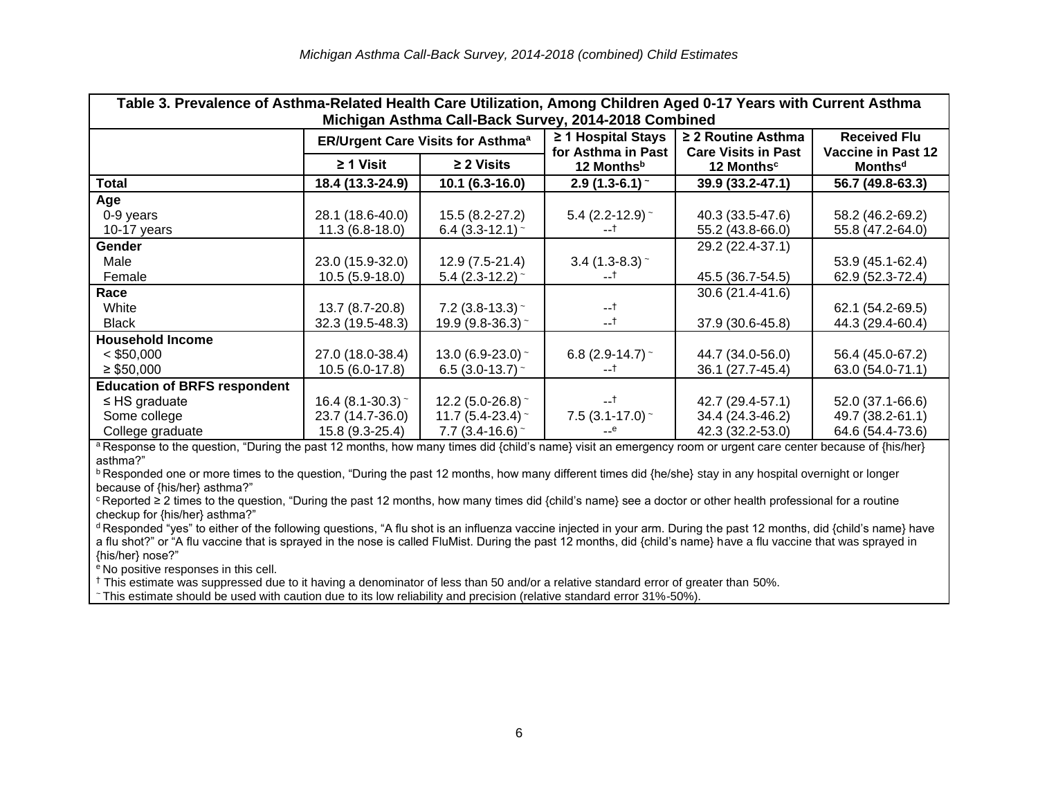| Table 3. Prevalence of Asthma-Related Health Care Utilization, Among Children Aged 0-17 Years with Current Asthma Michigan Asthma Call-Back Survey, 2014-2018 Combined | | | | | |
|---|---|---|---|---|---|
| | ER/Urgent Care Visits for Asthma[a] | | ≥ 1 Hospital Stays for Asthma in Past 12 Months[b] | ≥ 2 Routine Asthma Care Visits in Past 12 Months[c] | Received Flu Vaccine in Past 12 Months[d] |
| | ≥ 1 Visit | ≥ 2 Visits | | | |
| **Total** | **18.4 (13.3-24.9)** | **10.1 (6.3-16.0)** | **2.9 (1.3-6.1) ~** | **39.9 (33.2-47.1)** | **56.7 (49.8-63.3)** |
| **Age** | | | | | |
| 0-9 years | 28.1 (18.6-40.0) | 15.5 (8.2-27.2) | 5.4 (2.2-12.9) ~ | 40.3 (33.5-47.6) | 58.2 (46.2-69.2) |
| 10-17 years | 11.3 (6.8-18.0) | 6.4 (3.3-12.1) ~ | --† | 55.2 (43.8-66.0) | 55.8 (47.2-64.0) |
| **Gender** | | | | 29.2 (22.4-37.1) | |
| Male | 23.0 (15.9-32.0) | 12.9 (7.5-21.4) | 3.4 (1.3-8.3) ~ | | 53.9 (45.1-62.4) |
| Female | 10.5 (5.9-18.0) | 5.4 (2.3-12.2) ~ | --† | 45.5 (36.7-54.5) | 62.9 (52.3-72.4) |
| **Race** | | | | 30.6 (21.4-41.6) | |
| White | 13.7 (8.7-20.8) | 7.2 (3.8-13.3) ~ | --† | | 62.1 (54.2-69.5) |
| Black | 32.3 (19.5-48.3) | 19.9 (9.8-36.3) ~ | --† | 37.9 (30.6-45.8) | 44.3 (29.4-60.4) |
| **Household Income** | | | | | |
| < $50,000 | 27.0 (18.0-38.4) | 13.0 (6.9-23.0) ~ | 6.8 (2.9-14.7) ~ | 44.7 (34.0-56.0) | 56.4 (45.0-67.2) |
| ≥ $50,000 | 10.5 (6.0-17.8) | 6.5 (3.0-13.7) ~ | --† | 36.1 (27.7-45.4) | 63.0 (54.0-71.1) |
| **Education of BRFS respondent** | | | | | |
| ≤ HS graduate | 16.4 (8.1-30.3) ~ | 12.2 (5.0-26.8) ~ | --† | 42.7 (29.4-57.1) | 52.0 (37.1-66.6) |
| Some college | 23.7 (14.7-36.0) | 11.7 (5.4-23.4) ~ | 7.5 (3.1-17.0) ~ | 34.4 (24.3-46.2) | 49.7 (38.2-61.1) |
| College graduate | 15.8 (9.3-25.4) | 7.7 (3.4-16.6) ~ | --[e] | 42.3 (32.2-53.0) | 64.6 (54.4-73.6) |

[a] Response to the question, "During the past 12 months, how many times did {child's name} visit an emergency room or urgent care center because of {his/her} asthma?"

[b] Responded one or more times to the question, "During the past 12 months, how many different times did {he/she} stay in any hospital overnight or longer because of {his/her} asthma?"

[c] Reported ≥ 2 times to the question, "During the past 12 months, how many times did {child's name} see a doctor or other health professional for a routine checkup for {his/her} asthma?"

[d] Responded "yes" to either of the following questions, "A flu shot is an influenza vaccine injected in your arm. During the past 12 months, did {child's name} have a flu shot?" or "A flu vaccine that is sprayed in the nose is called FluMist. During the past 12 months, did {child's name} have a flu vaccine that was sprayed in {his/her} nose?"

[e] No positive responses in this cell.

† This estimate was suppressed due to it having a denominator of less than 50 and/or a relative standard error of greater than 50%.

~ This estimate should be used with caution due to its low reliability and precision (relative standard error 31%-50%).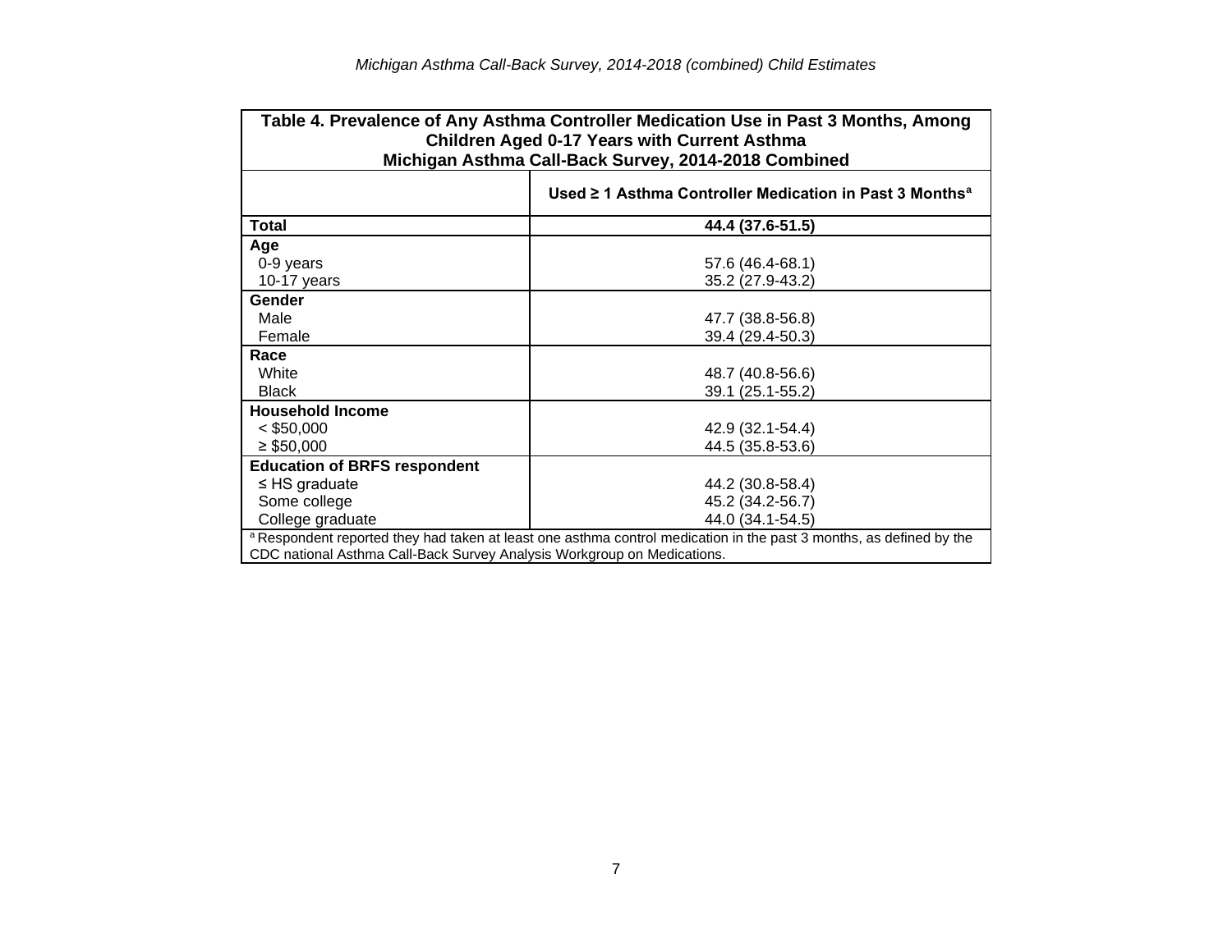| Table 4. Prevalence of Any Asthma Controller Medication Use in Past 3 Months, Among Children Aged 0-17 Years with Current Asthma Michigan Asthma Call-Back Survey, 2014-2018 Combined | |
|---|---|
| | **Used ≥ 1 Asthma Controller Medication in Past 3 Months[a]** |
| **Total** | **44.4 (37.6-51.5)** |
| **Age** | |
| 0-9 years | 57.6 (46.4-68.1) |
| 10-17 years | 35.2 (27.9-43.2) |
| **Gender** | |
| Male | 47.7 (38.8-56.8) |
| Female | 39.4 (29.4-50.3) |
| **Race** | |
| White | 48.7 (40.8-56.6) |
| Black | 39.1 (25.1-55.2) |
| **Household Income** | |
| < $50,000 | 42.9 (32.1-54.4) |
| ≥ $50,000 | 44.5 (35.8-53.6) |
| **Education of BRFS respondent** | |
| ≤ HS graduate | 44.2 (30.8-58.4) |
| Some college | 45.2 (34.2-56.7) |
| College graduate | 44.0 (34.1-54.5) |

[a] Respondent reported they had taken at least one asthma control medication in the past 3 months, as defined by the CDC national Asthma Call-Back Survey Analysis Workgroup on Medications.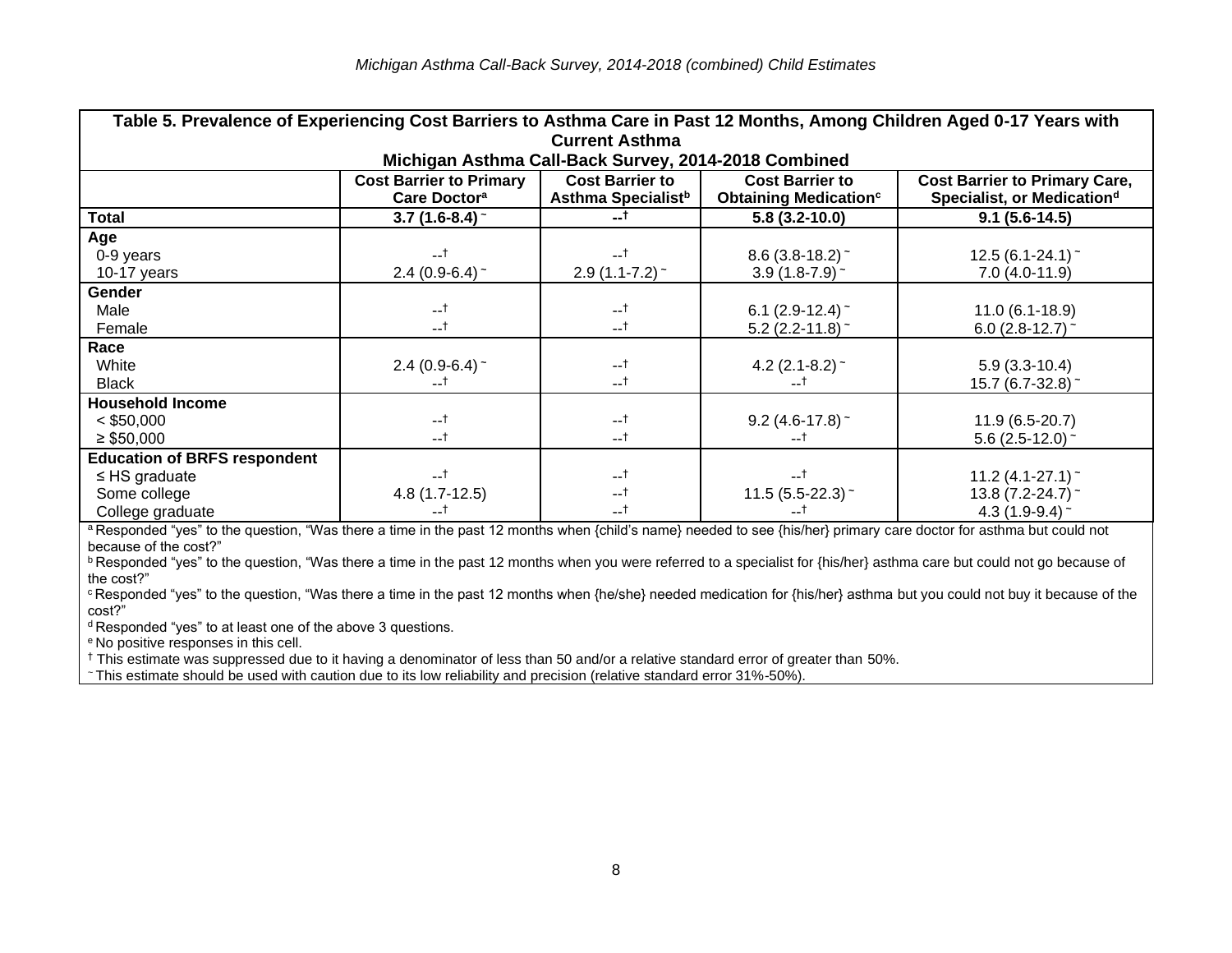**Table 5. Prevalence of Experiencing Cost Barriers to Asthma Care in Past 12 Months, Among Children Aged 0-17 Years with Current Asthma**
**Michigan Asthma Call-Back Survey, 2014-2018 Combined**

| | Cost Barrier to Primary Care Doctor[a] | Cost Barrier to Asthma Specialist[b] | Cost Barrier to Obtaining Medication[c] | Cost Barrier to Primary Care, Specialist, or Medication[d] |
|---|---|---|---|---|
| **Total** | **3.7 (1.6-8.4) ~** | **--†** | **5.8 (3.2-10.0)** | **9.1 (5.6-14.5)** |
| **Age** | | | | |
| 0-9 years | --† | --† | 8.6 (3.8-18.2) ~ | 12.5 (6.1-24.1) ~ |
| 10-17 years | 2.4 (0.9-6.4) ~ | 2.9 (1.1-7.2) ~ | 3.9 (1.8-7.9) ~ | 7.0 (4.0-11.9) |
| **Gender** | | | | |
| Male | --† | --† | 6.1 (2.9-12.4) ~ | 11.0 (6.1-18.9) |
| Female | --† | --† | 5.2 (2.2-11.8) ~ | 6.0 (2.8-12.7) ~ |
| **Race** | | | | |
| White | 2.4 (0.9-6.4) ~ | --† | 4.2 (2.1-8.2) ~ | 5.9 (3.3-10.4) |
| Black | --† | --† | --† | 15.7 (6.7-32.8) ~ |
| **Household Income** | | | | |
| < $50,000 | --† | --† | 9.2 (4.6-17.8) ~ | 11.9 (6.5-20.7) |
| ≥ $50,000 | --† | --† | --† | 5.6 (2.5-12.0) ~ |
| **Education of BRFS respondent** | | | | |
| ≤ HS graduate | --† | --† | --† | 11.2 (4.1-27.1) ~ |
| Some college | 4.8 (1.7-12.5) | --† | 11.5 (5.5-22.3) ~ | 13.8 (7.2-24.7) ~ |
| College graduate | --† | --† | --† | 4.3 (1.9-9.4) ~ |

[a] Responded "yes" to the question, "Was there a time in the past 12 months when {child's name} needed to see {his/her} primary care doctor for asthma but could not because of the cost?"

[b] Responded "yes" to the question, "Was there a time in the past 12 months when you were referred to a specialist for {his/her} asthma care but could not go because of the cost?"

[c] Responded "yes" to the question, "Was there a time in the past 12 months when {he/she} needed medication for {his/her} asthma but you could not buy it because of the cost?"

[d] Responded "yes" to at least one of the above 3 questions.

[e] No positive responses in this cell.

† This estimate was suppressed due to it having a denominator of less than 50 and/or a relative standard error of greater than 50%.

~ This estimate should be used with caution due to its low reliability and precision (relative standard error 31%-50%).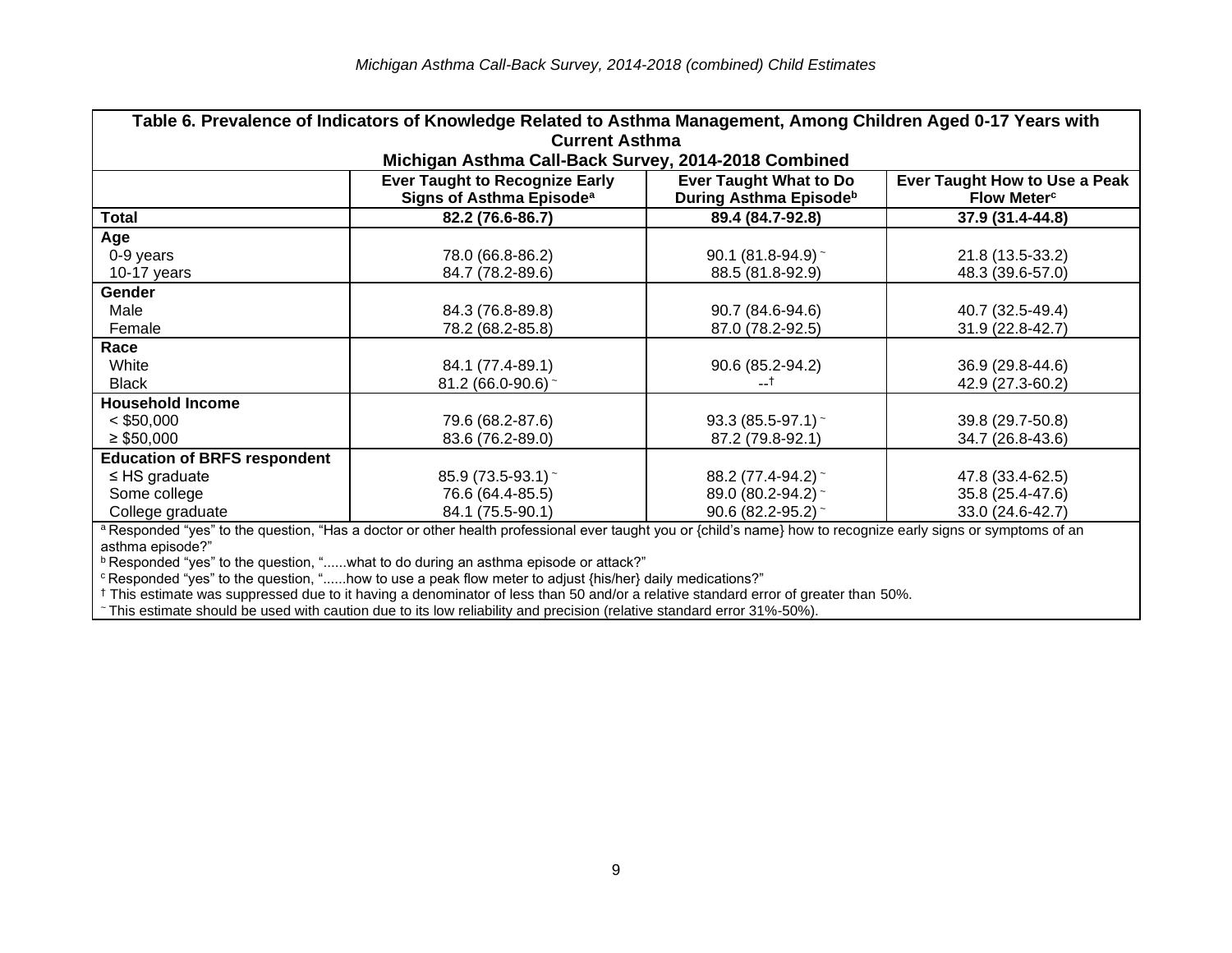| Table 6. Prevalence of Indicators of Knowledge Related to Asthma Management, Among Children Aged 0-17 Years with Current Asthma Michigan Asthma Call-Back Survey, 2014-2018 Combined | | | |
|---|---|---|---|
| | **Ever Taught to Recognize Early Signs of Asthma Episode[a]** | **Ever Taught What to Do During Asthma Episode[b]** | **Ever Taught How to Use a Peak Flow Meter[c]** |
| **Total** | **82.2 (76.6-86.7)** | **89.4 (84.7-92.8)** | **37.9 (31.4-44.8)** |
| **Age** | | | |
| 0-9 years | 78.0 (66.8-86.2) | 90.1 (81.8-94.9) ~ | 21.8 (13.5-33.2) |
| 10-17 years | 84.7 (78.2-89.6) | 88.5 (81.8-92.9) | 48.3 (39.6-57.0) |
| **Gender** | | | |
| Male | 84.3 (76.8-89.8) | 90.7 (84.6-94.6) | 40.7 (32.5-49.4) |
| Female | 78.2 (68.2-85.8) | 87.0 (78.2-92.5) | 31.9 (22.8-42.7) |
| **Race** | | | |
| White | 84.1 (77.4-89.1) | 90.6 (85.2-94.2) | 36.9 (29.8-44.6) |
| Black | 81.2 (66.0-90.6) ~ | --† | 42.9 (27.3-60.2) |
| **Household Income** | | | |
| < $50,000 | 79.6 (68.2-87.6) | 93.3 (85.5-97.1) ~ | 39.8 (29.7-50.8) |
| ≥ $50,000 | 83.6 (76.2-89.0) | 87.2 (79.8-92.1) | 34.7 (26.8-43.6) |
| **Education of BRFS respondent** | | | |
| ≤ HS graduate | 85.9 (73.5-93.1) ~ | 88.2 (77.4-94.2) ~ | 47.8 (33.4-62.5) |
| Some college | 76.6 (64.4-85.5) | 89.0 (80.2-94.2) ~ | 35.8 (25.4-47.6) |
| College graduate | 84.1 (75.5-90.1) | 90.6 (82.2-95.2) ~ | 33.0 (24.6-42.7) |

[a] Responded "yes" to the question, "Has a doctor or other health professional ever taught you or {child's name} how to recognize early signs or symptoms of an asthma episode?"

[b] Responded "yes" to the question, "......what to do during an asthma episode or attack?"

[c] Responded "yes" to the question, "......how to use a peak flow meter to adjust {his/her} daily medications?"

† This estimate was suppressed due to it having a denominator of less than 50 and/or a relative standard error of greater than 50%.

~ This estimate should be used with caution due to its low reliability and precision (relative standard error 31%-50%).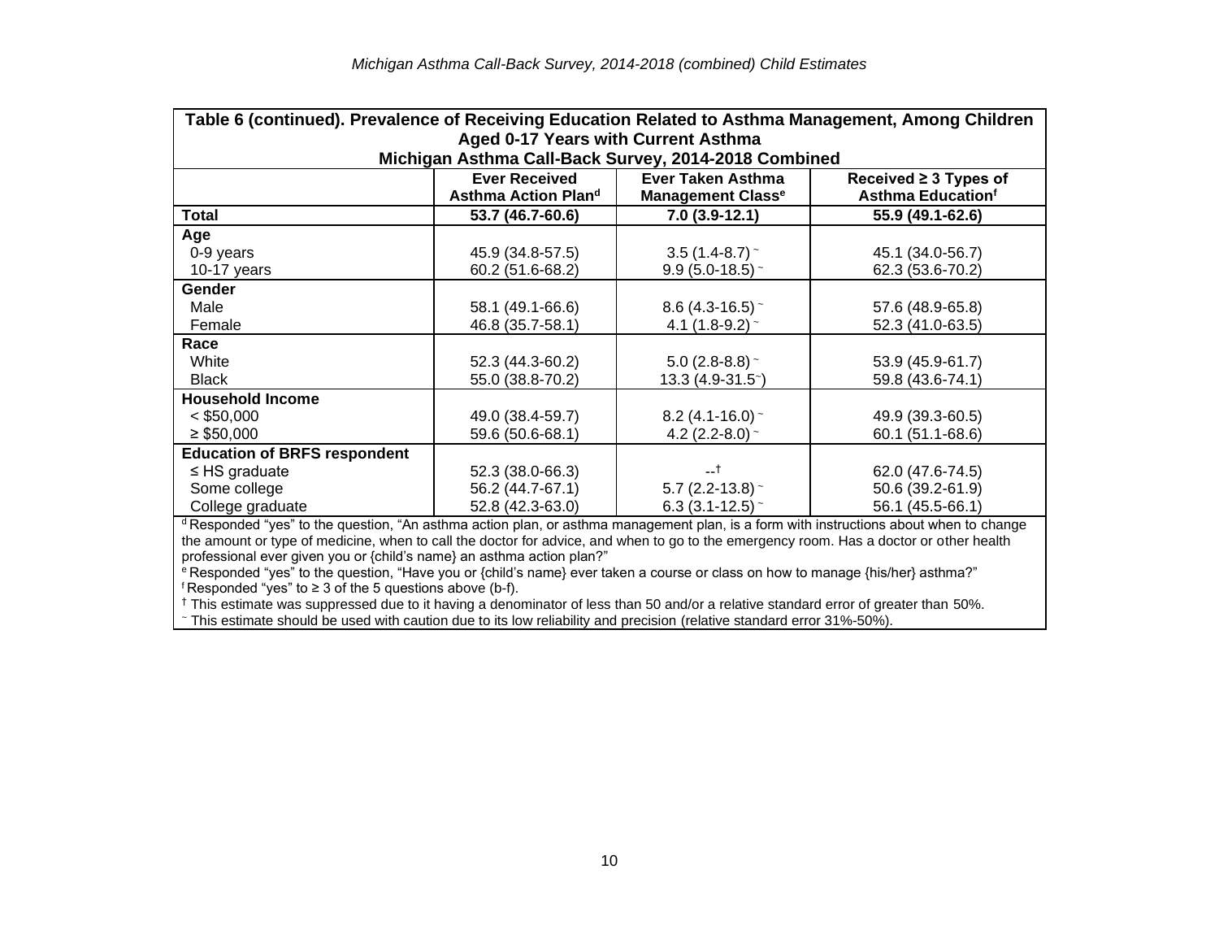**Table 6 (continued). Prevalence of Receiving Education Related to Asthma Management, Among Children Aged 0-17 Years with Current Asthma**
**Michigan Asthma Call-Back Survey, 2014-2018 Combined**

| | Ever Received Asthma Action Plan[d] | Ever Taken Asthma Management Class[e] | Received ≥ 3 Types of Asthma Education[f] |
|---|---|---|---|
| **Total** | **53.7 (46.7-60.6)** | **7.0 (3.9-12.1)** | **55.9 (49.1-62.6)** |
| **Age** | | | |
| 0-9 years | 45.9 (34.8-57.5) | 3.5 (1.4-8.7) ~ | 45.1 (34.0-56.7) |
| 10-17 years | 60.2 (51.6-68.2) | 9.9 (5.0-18.5) ~ | 62.3 (53.6-70.2) |
| **Gender** | | | |
| Male | 58.1 (49.1-66.6) | 8.6 (4.3-16.5) ~ | 57.6 (48.9-65.8) |
| Female | 46.8 (35.7-58.1) | 4.1 (1.8-9.2) ~ | 52.3 (41.0-63.5) |
| **Race** | | | |
| White | 52.3 (44.3-60.2) | 5.0 (2.8-8.8) ~ | 53.9 (45.9-61.7) |
| Black | 55.0 (38.8-70.2) | 13.3 (4.9-31.5~) | 59.8 (43.6-74.1) |
| **Household Income** | | | |
| < $50,000 | 49.0 (38.4-59.7) | 8.2 (4.1-16.0) ~ | 49.9 (39.3-60.5) |
| ≥ $50,000 | 59.6 (50.6-68.1) | 4.2 (2.2-8.0) ~ | 60.1 (51.1-68.6) |
| **Education of BRFS respondent** | | | |
| ≤ HS graduate | 52.3 (38.0-66.3) | --† | 62.0 (47.6-74.5) |
| Some college | 56.2 (44.7-67.1) | 5.7 (2.2-13.8) ~ | 50.6 (39.2-61.9) |
| College graduate | 52.8 (42.3-63.0) | 6.3 (3.1-12.5) ~ | 56.1 (45.5-66.1) |

[d] Responded "yes" to the question, "An asthma action plan, or asthma management plan, is a form with instructions about when to change the amount or type of medicine, when to call the doctor for advice, and when to go to the emergency room. Has a doctor or other health professional ever given you or {child's name} an asthma action plan?"

[e] Responded "yes" to the question, "Have you or {child's name} ever taken a course or class on how to manage {his/her} asthma?"

[f] Responded "yes" to ≥ 3 of the 5 questions above (b-f).

† This estimate was suppressed due to it having a denominator of less than 50 and/or a relative standard error of greater than 50%.

~ This estimate should be used with caution due to its low reliability and precision (relative standard error 31%-50%).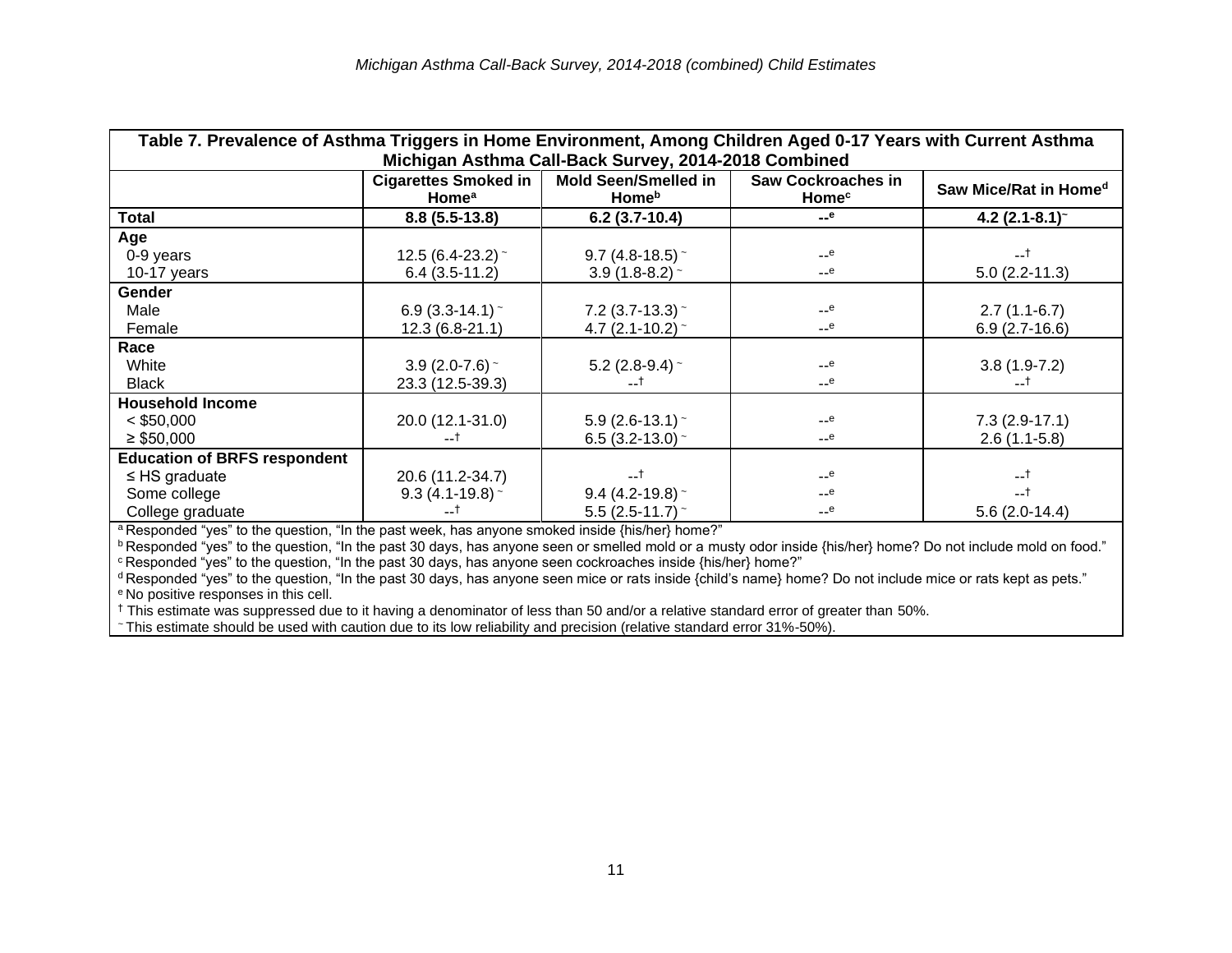| Table 7. Prevalence of Asthma Triggers in Home Environment, Among Children Aged 0-17 Years with Current Asthma Michigan Asthma Call-Back Survey, 2014-2018 Combined | | | | |
|---|---|---|---|---|
| | **Cigarettes Smoked in Home[a]** | **Mold Seen/Smelled in Home[b]** | **Saw Cockroaches in Home[c]** | **Saw Mice/Rat in Home[d]** |
| **Total** | **8.8 (5.5-13.8)** | **6.2 (3.7-10.4)** | **--[e]** | **4.2 (2.1-8.1)~** |
| **Age** | | | | |
| 0-9 years | 12.5 (6.4-23.2) ~ | 9.7 (4.8-18.5) ~ | --[e] | --† |
| 10-17 years | 6.4 (3.5-11.2) | 3.9 (1.8-8.2) ~ | --[e] | 5.0 (2.2-11.3) |
| **Gender** | | | | |
| Male | 6.9 (3.3-14.1) ~ | 7.2 (3.7-13.3) ~ | --[e] | 2.7 (1.1-6.7) |
| Female | 12.3 (6.8-21.1) | 4.7 (2.1-10.2) ~ | --[e] | 6.9 (2.7-16.6) |
| **Race** | | | | |
| White | 3.9 (2.0-7.6) ~ | 5.2 (2.8-9.4) ~ | --[e] | 3.8 (1.9-7.2) |
| Black | 23.3 (12.5-39.3) | --† | --[e] | --† |
| **Household Income** | | | | |
| < $50,000 | 20.0 (12.1-31.0) | 5.9 (2.6-13.1) ~ | --[e] | 7.3 (2.9-17.1) |
| ≥ $50,000 | --† | 6.5 (3.2-13.0) ~ | --[e] | 2.6 (1.1-5.8) |
| **Education of BRFS respondent** | | | | |
| ≤ HS graduate | 20.6 (11.2-34.7) | --† | --[e] | --† |
| Some college | 9.3 (4.1-19.8) ~ | 9.4 (4.2-19.8) ~ | --[e] | --† |
| College graduate | --† | 5.5 (2.5-11.7) ~ | --[e] | 5.6 (2.0-14.4) |

[a] Responded "yes" to the question, "In the past week, has anyone smoked inside {his/her} home?"

[b] Responded "yes" to the question, "In the past 30 days, has anyone seen or smelled mold or a musty odor inside {his/her} home? Do not include mold on food."

[c] Responded "yes" to the question, "In the past 30 days, has anyone seen cockroaches inside {his/her} home?"

[d] Responded "yes" to the question, "In the past 30 days, has anyone seen mice or rats inside {child's name} home? Do not include mice or rats kept as pets."

[e] No positive responses in this cell.

† This estimate was suppressed due to it having a denominator of less than 50 and/or a relative standard error of greater than 50%.

~ This estimate should be used with caution due to its low reliability and precision (relative standard error 31%-50%).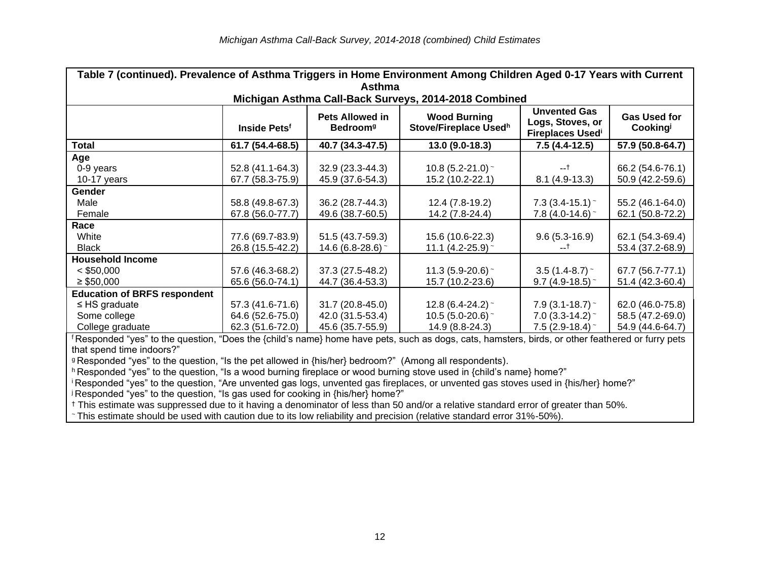| Table 7 (continued). Prevalence of Asthma Triggers in Home Environment Among Children Aged 0-17 Years with Current Asthma<br>Michigan Asthma Call-Back Surveys, 2014-2018 Combined | | | | | |
|---|---|---|---|---|---|
| | Inside Pets[f] | Pets Allowed in Bedroom[g] | Wood Burning Stove/Fireplace Used[h] | Unvented Gas Logs, Stoves, or Fireplaces Used[i] | Gas Used for Cooking[j] |
| **Total** | **61.7 (54.4-68.5)** | **40.7 (34.3-47.5)** | **13.0 (9.0-18.3)** | **7.5 (4.4-12.5)** | **57.9 (50.8-64.7)** |
| **Age** | | | | | |
| 0-9 years | 52.8 (41.1-64.3) | 32.9 (23.3-44.3) | 10.8 (5.2-21.0) ~ | --† | 66.2 (54.6-76.1) |
| 10-17 years | 67.7 (58.3-75.9) | 45.9 (37.6-54.3) | 15.2 (10.2-22.1) | 8.1 (4.9-13.3) | 50.9 (42.2-59.6) |
| **Gender** | | | | | |
| Male | 58.8 (49.8-67.3) | 36.2 (28.7-44.3) | 12.4 (7.8-19.2) | 7.3 (3.4-15.1) ~ | 55.2 (46.1-64.0) |
| Female | 67.8 (56.0-77.7) | 49.6 (38.7-60.5) | 14.2 (7.8-24.4) | 7.8 (4.0-14.6) ~ | 62.1 (50.8-72.2) |
| **Race** | | | | | |
| White | 77.6 (69.7-83.9) | 51.5 (43.7-59.3) | 15.6 (10.6-22.3) | 9.6 (5.3-16.9) | 62.1 (54.3-69.4) |
| Black | 26.8 (15.5-42.2) | 14.6 (6.8-28.6) ~ | 11.1 (4.2-25.9) ~ | --† | 53.4 (37.2-68.9) |
| **Household Income** | | | | | |
| < $50,000 | 57.6 (46.3-68.2) | 37.3 (27.5-48.2) | 11.3 (5.9-20.6) ~ | 3.5 (1.4-8.7) ~ | 67.7 (56.7-77.1) |
| ≥ $50,000 | 65.6 (56.0-74.1) | 44.7 (36.4-53.3) | 15.7 (10.2-23.6) | 9.7 (4.9-18.5) ~ | 51.4 (42.3-60.4) |
| **Education of BRFS respondent** | | | | | |
| ≤ HS graduate | 57.3 (41.6-71.6) | 31.7 (20.8-45.0) | 12.8 (6.4-24.2) ~ | 7.9 (3.1-18.7) ~ | 62.0 (46.0-75.8) |
| Some college | 64.6 (52.6-75.0) | 42.0 (31.5-53.4) | 10.5 (5.0-20.6) ~ | 7.0 (3.3-14.2) ~ | 58.5 (47.2-69.0) |
| College graduate | 62.3 (51.6-72.0) | 45.6 (35.7-55.9) | 14.9 (8.8-24.3) | 7.5 (2.9-18.4) ~ | 54.9 (44.6-64.7) |

[f] Responded "yes" to the question, "Does the {child's name} home have pets, such as dogs, cats, hamsters, birds, or other feathered or furry pets that spend time indoors?"

[g] Responded "yes" to the question, "Is the pet allowed in {his/her} bedroom?" (Among all respondents).

[h] Responded "yes" to the question, "Is a wood burning fireplace or wood burning stove used in {child's name} home?"

[i] Responded "yes" to the question, "Are unvented gas logs, unvented gas fireplaces, or unvented gas stoves used in {his/her} home?"

[j] Responded "yes" to the question, "Is gas used for cooking in {his/her} home?"

† This estimate was suppressed due to it having a denominator of less than 50 and/or a relative standard error of greater than 50%.

~ This estimate should be used with caution due to its low reliability and precision (relative standard error 31%-50%).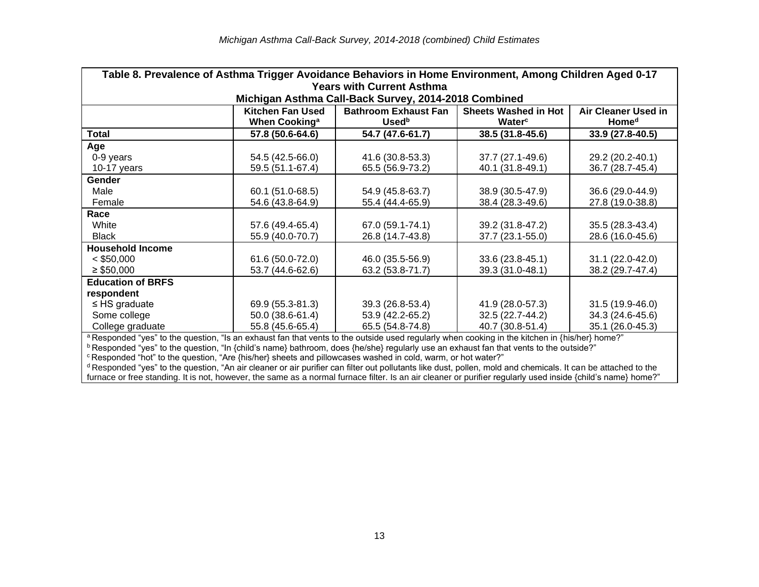**Table 8. Prevalence of Asthma Trigger Avoidance Behaviors in Home Environment, Among Children Aged 0-17 Years with Current Asthma**
**Michigan Asthma Call-Back Survey, 2014-2018 Combined**

| | Kitchen Fan Used When Cooking[a] | Bathroom Exhaust Fan Used[b] | Sheets Washed in Hot Water[c] | Air Cleaner Used in Home[d] |
|---|---|---|---|---|
| **Total** | **57.8 (50.6-64.6)** | **54.7 (47.6-61.7)** | **38.5 (31.8-45.6)** | **33.9 (27.8-40.5)** |
| **Age** | | | | |
| 0-9 years | 54.5 (42.5-66.0) | 41.6 (30.8-53.3) | 37.7 (27.1-49.6) | 29.2 (20.2-40.1) |
| 10-17 years | 59.5 (51.1-67.4) | 65.5 (56.9-73.2) | 40.1 (31.8-49.1) | 36.7 (28.7-45.4) |
| **Gender** | | | | |
| Male | 60.1 (51.0-68.5) | 54.9 (45.8-63.7) | 38.9 (30.5-47.9) | 36.6 (29.0-44.9) |
| Female | 54.6 (43.8-64.9) | 55.4 (44.4-65.9) | 38.4 (28.3-49.6) | 27.8 (19.0-38.8) |
| **Race** | | | | |
| White | 57.6 (49.4-65.4) | 67.0 (59.1-74.1) | 39.2 (31.8-47.2) | 35.5 (28.3-43.4) |
| Black | 55.9 (40.0-70.7) | 26.8 (14.7-43.8) | 37.7 (23.1-55.0) | 28.6 (16.0-45.6) |
| **Household Income** | | | | |
| < $50,000 | 61.6 (50.0-72.0) | 46.0 (35.5-56.9) | 33.6 (23.8-45.1) | 31.1 (22.0-42.0) |
| ≥ $50,000 | 53.7 (44.6-62.6) | 63.2 (53.8-71.7) | 39.3 (31.0-48.1) | 38.2 (29.7-47.4) |
| **Education of BRFS respondent** | | | | |
| ≤ HS graduate | 69.9 (55.3-81.3) | 39.3 (26.8-53.4) | 41.9 (28.0-57.3) | 31.5 (19.9-46.0) |
| Some college | 50.0 (38.6-61.4) | 53.9 (42.2-65.2) | 32.5 (22.7-44.2) | 34.3 (24.6-45.6) |
| College graduate | 55.8 (45.6-65.4) | 65.5 (54.8-74.8) | 40.7 (30.8-51.4) | 35.1 (26.0-45.3) |

[a] Responded "yes" to the question, "Is an exhaust fan that vents to the outside used regularly when cooking in the kitchen in {his/her} home?"
[b] Responded "yes" to the question, "In {child's name} bathroom, does {he/she} regularly use an exhaust fan that vents to the outside?"
[c] Responded "hot" to the question, "Are {his/her} sheets and pillowcases washed in cold, warm, or hot water?"
[d] Responded "yes" to the question, "An air cleaner or air purifier can filter out pollutants like dust, pollen, mold and chemicals. It can be attached to the furnace or free standing. It is not, however, the same as a normal furnace filter. Is an air cleaner or purifier regularly used inside {child's name} home?"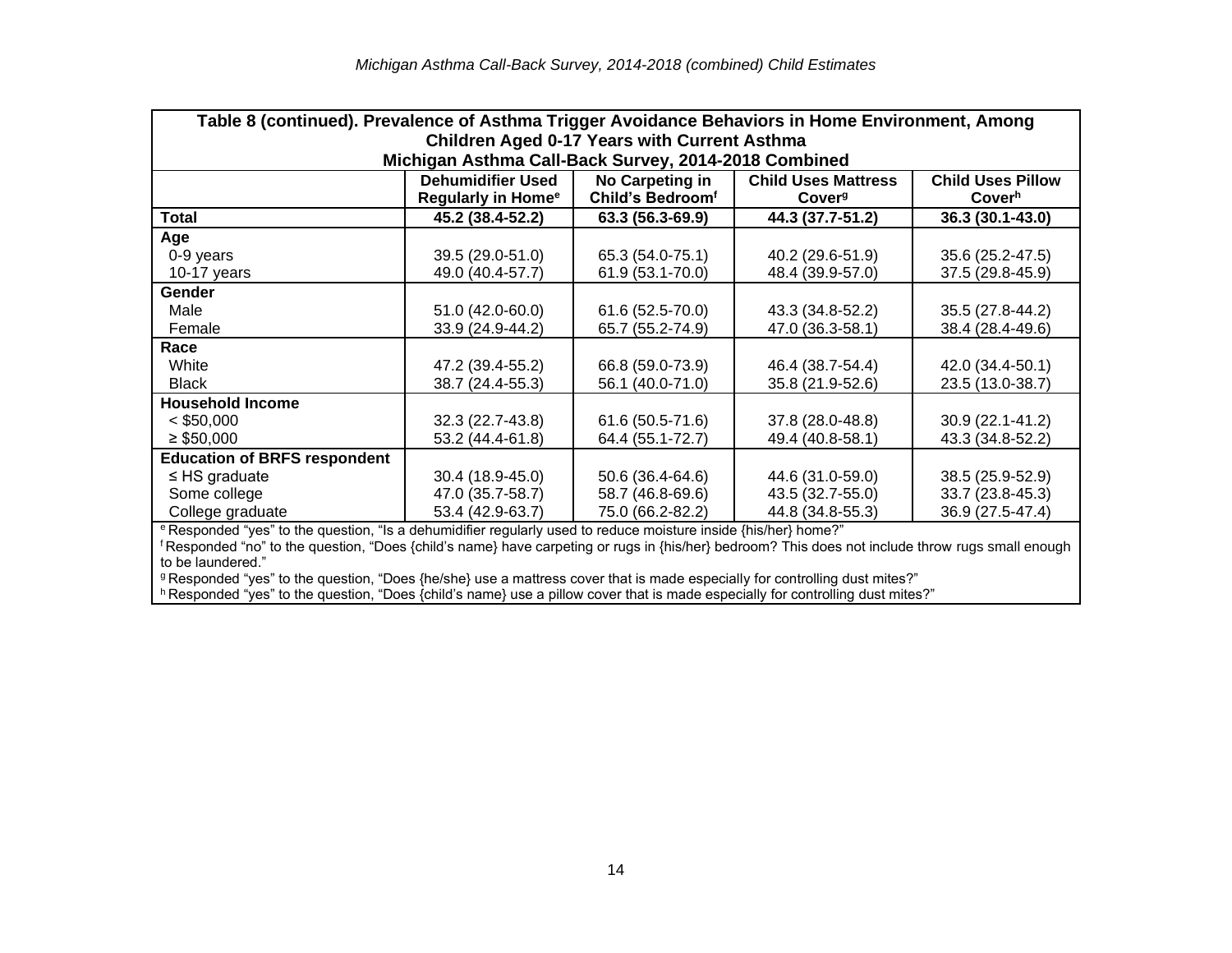| Table 8 (continued). Prevalence of Asthma Trigger Avoidance Behaviors in Home Environment, Among Children Aged 0-17 Years with Current Asthma<br>Michigan Asthma Call-Back Survey, 2014-2018 Combined | | | | |
|---|---|---|---|---|
| | **Dehumidifier Used Regularly in Home[e]** | **No Carpeting in Child's Bedroom[f]** | **Child Uses Mattress Cover[g]** | **Child Uses Pillow Cover[h]** |
| **Total** | **45.2 (38.4-52.2)** | **63.3 (56.3-69.9)** | **44.3 (37.7-51.2)** | **36.3 (30.1-43.0)** |
| **Age** | | | | |
| 0-9 years | 39.5 (29.0-51.0) | 65.3 (54.0-75.1) | 40.2 (29.6-51.9) | 35.6 (25.2-47.5) |
| 10-17 years | 49.0 (40.4-57.7) | 61.9 (53.1-70.0) | 48.4 (39.9-57.0) | 37.5 (29.8-45.9) |
| **Gender** | | | | |
| Male | 51.0 (42.0-60.0) | 61.6 (52.5-70.0) | 43.3 (34.8-52.2) | 35.5 (27.8-44.2) |
| Female | 33.9 (24.9-44.2) | 65.7 (55.2-74.9) | 47.0 (36.3-58.1) | 38.4 (28.4-49.6) |
| **Race** | | | | |
| White | 47.2 (39.4-55.2) | 66.8 (59.0-73.9) | 46.4 (38.7-54.4) | 42.0 (34.4-50.1) |
| Black | 38.7 (24.4-55.3) | 56.1 (40.0-71.0) | 35.8 (21.9-52.6) | 23.5 (13.0-38.7) |
| **Household Income** | | | | |
| < $50,000 | 32.3 (22.7-43.8) | 61.6 (50.5-71.6) | 37.8 (28.0-48.8) | 30.9 (22.1-41.2) |
| ≥ $50,000 | 53.2 (44.4-61.8) | 64.4 (55.1-72.7) | 49.4 (40.8-58.1) | 43.3 (34.8-52.2) |
| **Education of BRFS respondent** | | | | |
| ≤ HS graduate | 30.4 (18.9-45.0) | 50.6 (36.4-64.6) | 44.6 (31.0-59.0) | 38.5 (25.9-52.9) |
| Some college | 47.0 (35.7-58.7) | 58.7 (46.8-69.6) | 43.5 (32.7-55.0) | 33.7 (23.8-45.3) |
| College graduate | 53.4 (42.9-63.7) | 75.0 (66.2-82.2) | 44.8 (34.8-55.3) | 36.9 (27.5-47.4) |

[e] Responded "yes" to the question, "Is a dehumidifier regularly used to reduce moisture inside {his/her} home?"

[f] Responded "no" to the question, "Does {child's name} have carpeting or rugs in {his/her} bedroom? This does not include throw rugs small enough to be laundered."

[g] Responded "yes" to the question, "Does {he/she} use a mattress cover that is made especially for controlling dust mites?"

[h] Responded "yes" to the question, "Does {child's name} use a pillow cover that is made especially for controlling dust mites?"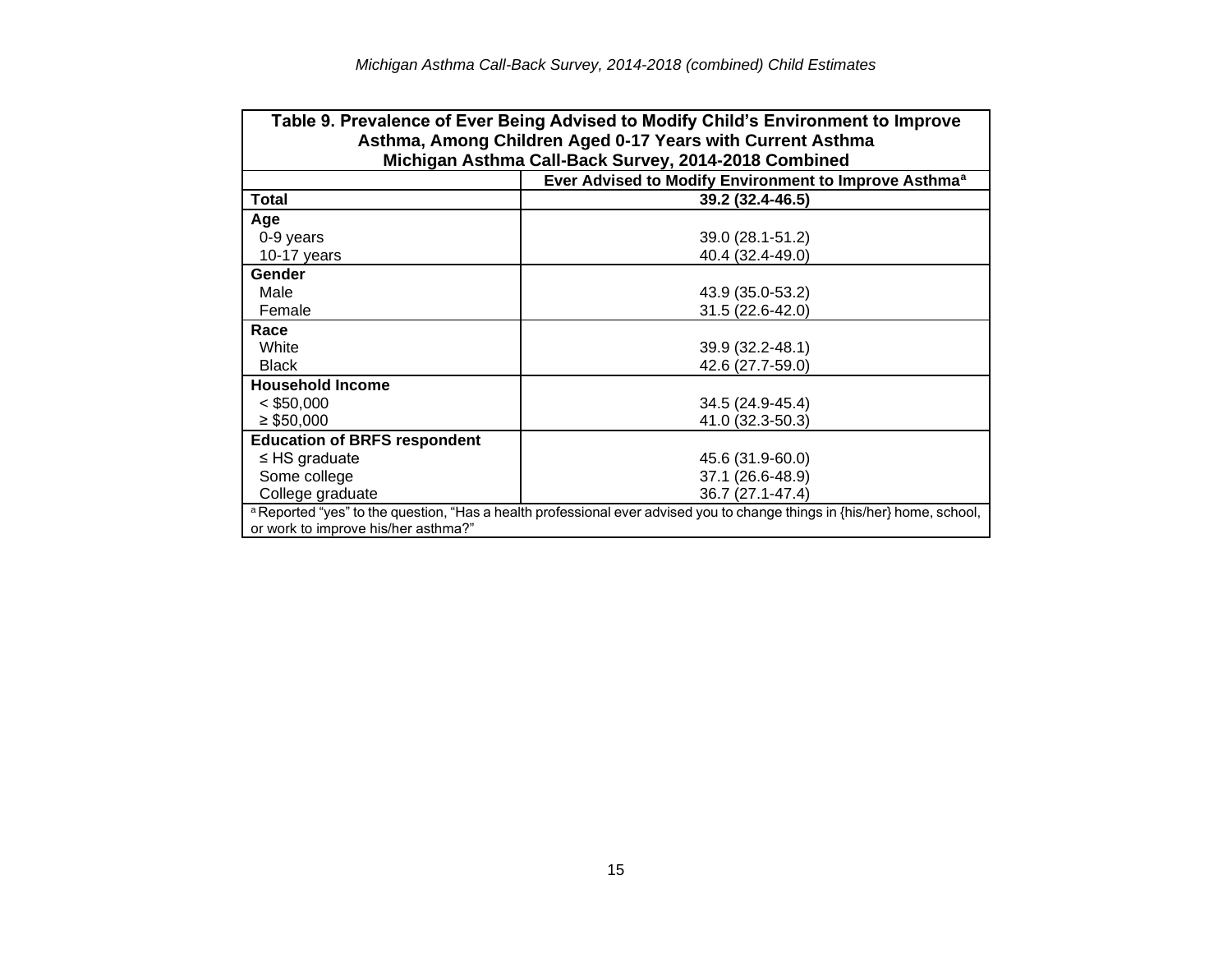**Table 9. Prevalence of Ever Being Advised to Modify Child's Environment to Improve Asthma, Among Children Aged 0-17 Years with Current Asthma Michigan Asthma Call-Back Survey, 2014-2018 Combined**

| | Ever Advised to Modify Environment to Improve Asthma[a] |
|---|---|
| **Total** | **39.2 (32.4-46.5)** |
| **Age** | |
| 0-9 years | 39.0 (28.1-51.2) |
| 10-17 years | 40.4 (32.4-49.0) |
| **Gender** | |
| Male | 43.9 (35.0-53.2) |
| Female | 31.5 (22.6-42.0) |
| **Race** | |
| White | 39.9 (32.2-48.1) |
| Black | 42.6 (27.7-59.0) |
| **Household Income** | |
| < $50,000 | 34.5 (24.9-45.4) |
| ≥ $50,000 | 41.0 (32.3-50.3) |
| **Education of BRFS respondent** | |
| ≤ HS graduate | 45.6 (31.9-60.0) |
| Some college | 37.1 (26.6-48.9) |
| College graduate | 36.7 (27.1-47.4) |

[a] Reported "yes" to the question, "Has a health professional ever advised you to change things in {his/her} home, school, or work to improve his/her asthma?"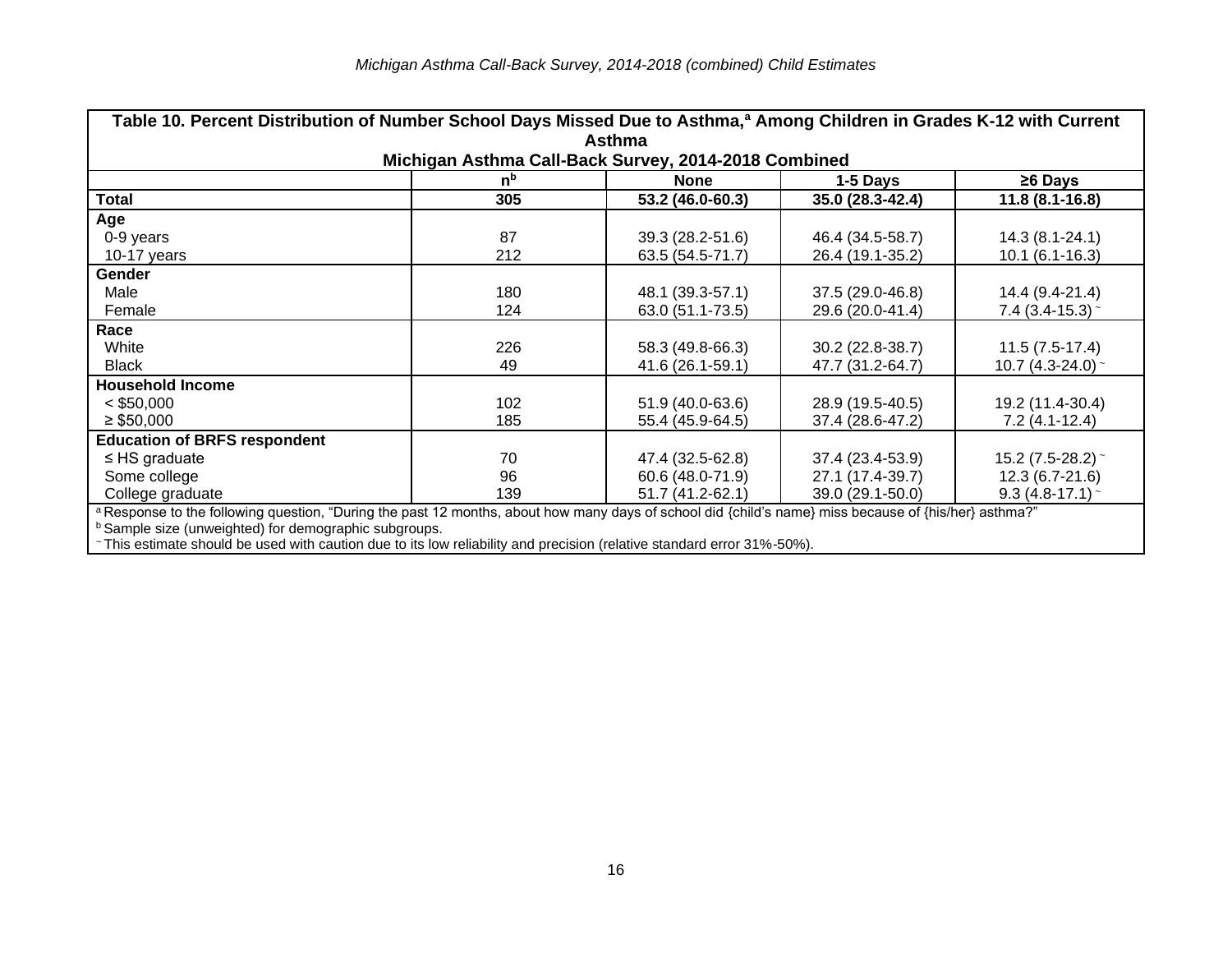**Table 10. Percent Distribution of Number School Days Missed Due to Asthma,[a] Among Children in Grades K-12 with Current Asthma**
**Michigan Asthma Call-Back Survey, 2014-2018 Combined**

| | n[b] | None | 1-5 Days | ≥6 Days |
|---|---|---|---|---|
| **Total** | **305** | **53.2 (46.0-60.3)** | **35.0 (28.3-42.4)** | **11.8 (8.1-16.8)** |
| **Age** | | | | |
| 0-9 years | 87 | 39.3 (28.2-51.6) | 46.4 (34.5-58.7) | 14.3 (8.1-24.1) |
| 10-17 years | 212 | 63.5 (54.5-71.7) | 26.4 (19.1-35.2) | 10.1 (6.1-16.3) |
| **Gender** | | | | |
| Male | 180 | 48.1 (39.3-57.1) | 37.5 (29.0-46.8) | 14.4 (9.4-21.4) |
| Female | 124 | 63.0 (51.1-73.5) | 29.6 (20.0-41.4) | 7.4 (3.4-15.3) ~ |
| **Race** | | | | |
| White | 226 | 58.3 (49.8-66.3) | 30.2 (22.8-38.7) | 11.5 (7.5-17.4) |
| Black | 49 | 41.6 (26.1-59.1) | 47.7 (31.2-64.7) | 10.7 (4.3-24.0) ~ |
| **Household Income** | | | | |
| < $50,000 | 102 | 51.9 (40.0-63.6) | 28.9 (19.5-40.5) | 19.2 (11.4-30.4) |
| ≥ $50,000 | 185 | 55.4 (45.9-64.5) | 37.4 (28.6-47.2) | 7.2 (4.1-12.4) |
| **Education of BRFS respondent** | | | | |
| ≤ HS graduate | 70 | 47.4 (32.5-62.8) | 37.4 (23.4-53.9) | 15.2 (7.5-28.2) ~ |
| Some college | 96 | 60.6 (48.0-71.9) | 27.1 (17.4-39.7) | 12.3 (6.7-21.6) |
| College graduate | 139 | 51.7 (41.2-62.1) | 39.0 (29.1-50.0) | 9.3 (4.8-17.1) ~ |

[a] Response to the following question, "During the past 12 months, about how many days of school did {child's name} miss because of {his/her} asthma?"
[b] Sample size (unweighted) for demographic subgroups.
~ This estimate should be used with caution due to its low reliability and precision (relative standard error 31%-50%).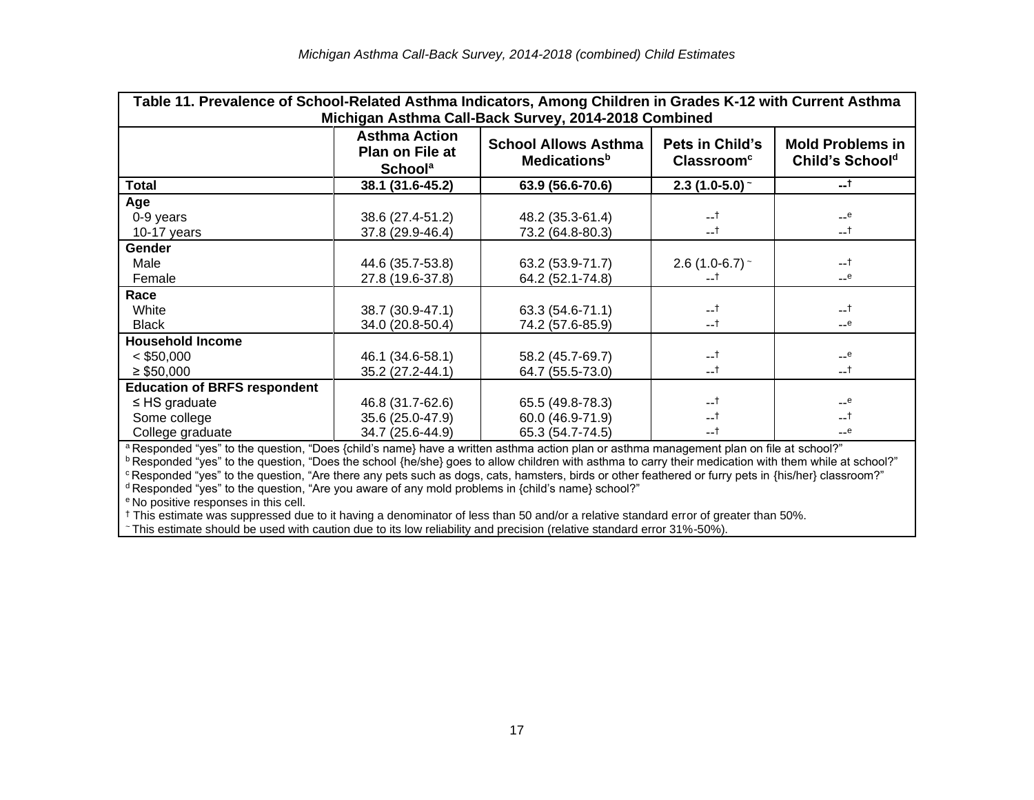Table 11. Prevalence of School-Related Asthma Indicators, Among Children in Grades K-12 with Current Asthma
Michigan Asthma Call-Back Survey, 2014-2018 Combined

| | Asthma Action Plan on File at School[a] | School Allows Asthma Medications[b] | Pets in Child's Classroom[c] | Mold Problems in Child's School[d] |
|---|---|---|---|---|
| **Total** | **38.1 (31.6-45.2)** | **63.9 (56.6-70.6)** | **2.3 (1.0-5.0)** ~ | **--†** |
| **Age** | | | | |
| 0-9 years | 38.6 (27.4-51.2) | 48.2 (35.3-61.4) | --† | --[e] |
| 10-17 years | 37.8 (29.9-46.4) | 73.2 (64.8-80.3) | --† | --† |
| **Gender** | | | | |
| Male | 44.6 (35.7-53.8) | 63.2 (53.9-71.7) | 2.6 (1.0-6.7) ~ | --† |
| Female | 27.8 (19.6-37.8) | 64.2 (52.1-74.8) | --† | --[e] |
| **Race** | | | | |
| White | 38.7 (30.9-47.1) | 63.3 (54.6-71.1) | --† | --† |
| Black | 34.0 (20.8-50.4) | 74.2 (57.6-85.9) | --† | --[e] |
| **Household Income** | | | | |
| < $50,000 | 46.1 (34.6-58.1) | 58.2 (45.7-69.7) | --† | --[e] |
| ≥ $50,000 | 35.2 (27.2-44.1) | 64.7 (55.5-73.0) | --† | --† |
| **Education of BRFS respondent** | | | | |
| ≤ HS graduate | 46.8 (31.7-62.6) | 65.5 (49.8-78.3) | --† | --[e] |
| Some college | 35.6 (25.0-47.9) | 60.0 (46.9-71.9) | --† | --† |
| College graduate | 34.7 (25.6-44.9) | 65.3 (54.7-74.5) | --† | --[e] |

[a] Responded "yes" to the question, "Does {child's name} have a written asthma action plan or asthma management plan on file at school?"
[b] Responded "yes" to the question, "Does the school {he/she} goes to allow children with asthma to carry their medication with them while at school?"
[c] Responded "yes" to the question, "Are there any pets such as dogs, cats, hamsters, birds or other feathered or furry pets in {his/her} classroom?"
[d] Responded "yes" to the question, "Are you aware of any mold problems in {child's name} school?"
[e] No positive responses in this cell.
† This estimate was suppressed due to it having a denominator of less than 50 and/or a relative standard error of greater than 50%.
~ This estimate should be used with caution due to its low reliability and precision (relative standard error 31%-50%).